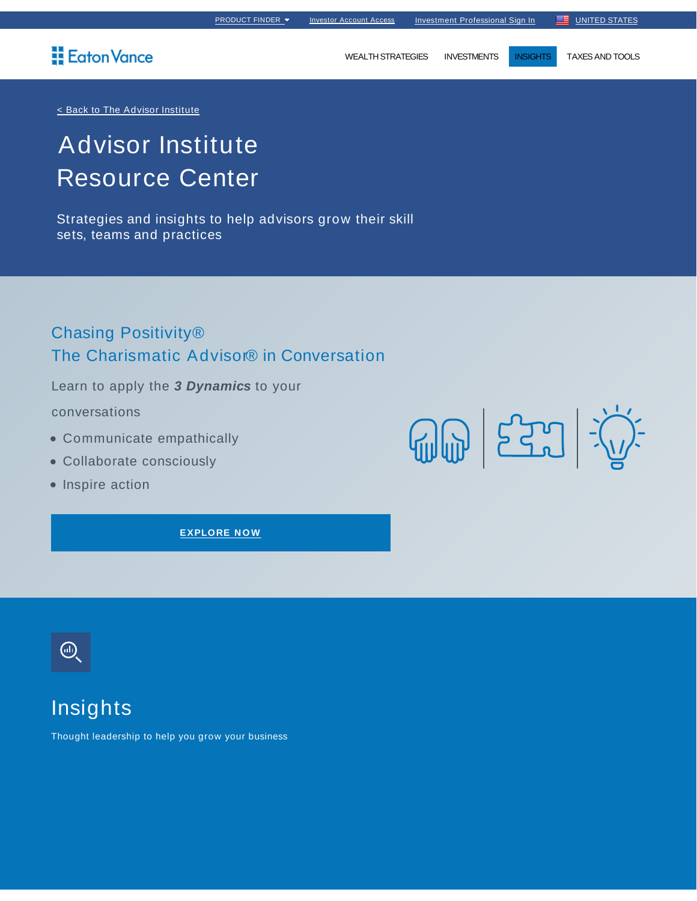PRODUCT FINDER | Investor Account Access | Investment Professional Sign In | UNITED STATES

Eaton Vance

WEALTH STRATEGIES | INVESTMENTS | INSIGHTS | TAXES AND TOOLS

< Back to The Advisor Institute

# Advisor Institute Resource Center

Strategies and insights to help advisors grow their skill sets, teams and practices

## Chasing Positivity®
## The Charismatic Advisor® in Conversation

Learn to apply the ***3 Dynamics*** to your conversations

- Communicate empathically
- Collaborate consciously
- Inspire action

**EXPLORE NOW**

## Insights

Thought leadership to help you grow your business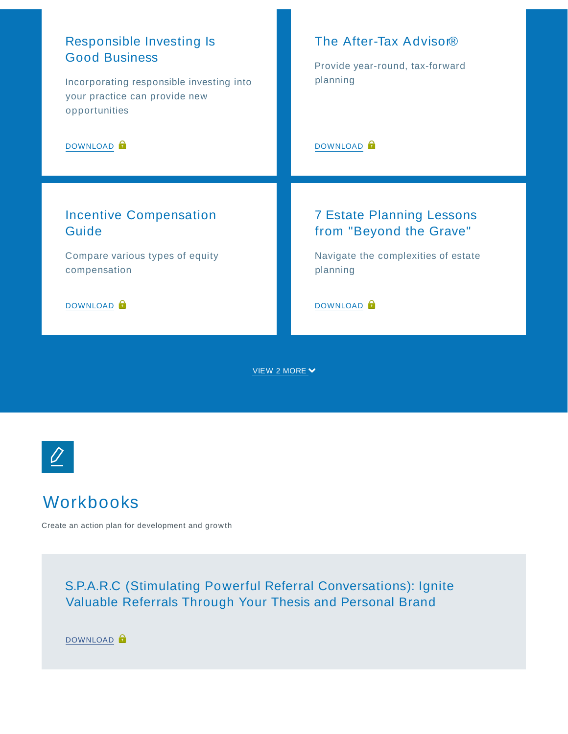### Responsible Investing Is Good Business

Incorporating responsible investing into your practice can provide new opportunities

DOWNLOAD

### The After-Tax Advisor®

Provide year-round, tax-forward planning

DOWNLOAD

### Incentive Compensation Guide

Compare various types of equity compensation

DOWNLOAD

### 7 Estate Planning Lessons from "Beyond the Grave"

Navigate the complexities of estate planning

DOWNLOAD

VIEW 2 MORE

## Workbooks

Create an action plan for development and growth

### S.P.A.R.C (Stimulating Powerful Referral Conversations): Ignite Valuable Referrals Through Your Thesis and Personal Brand

DOWNLOAD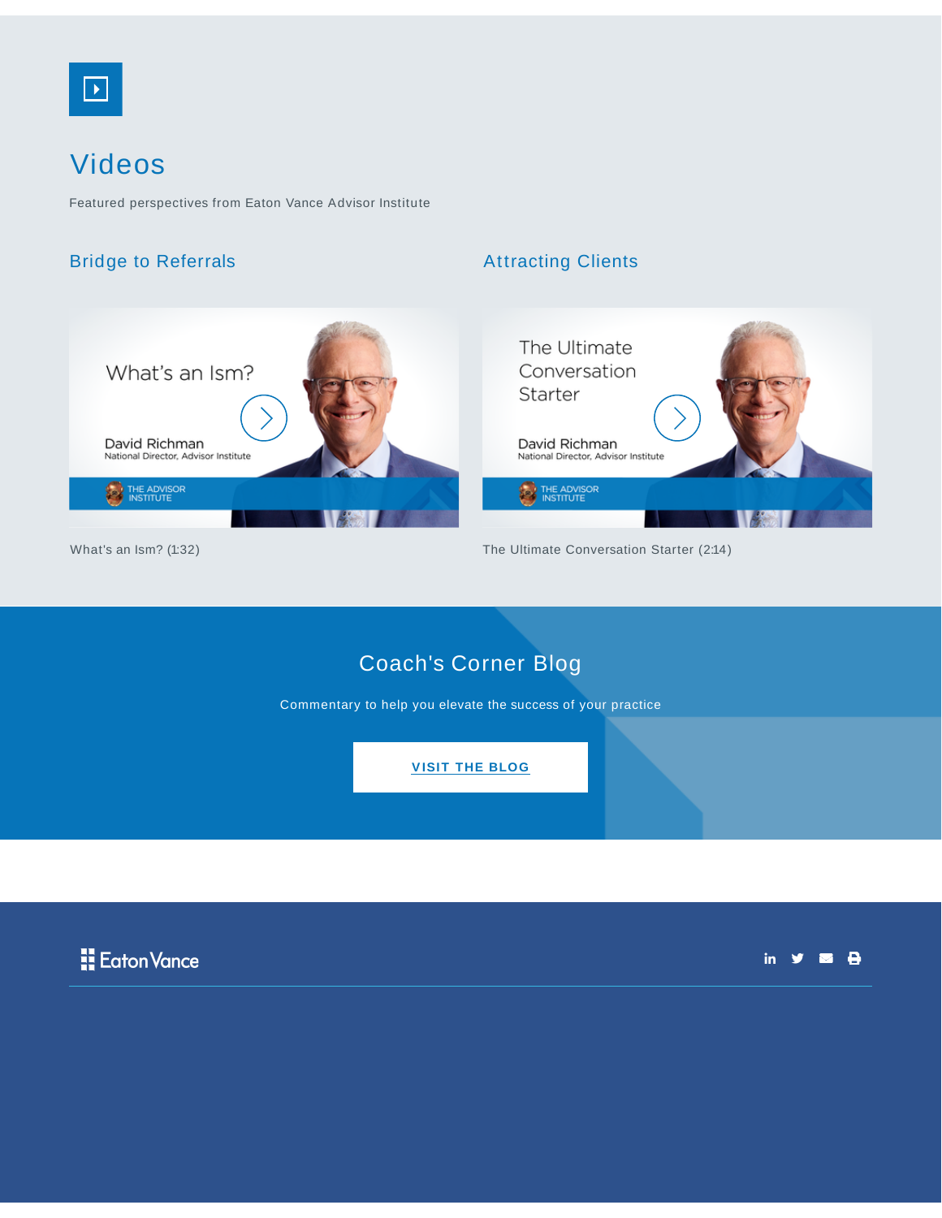## Videos

Featured perspectives from Eaton Vance Advisor Institute

### Bridge to Referrals

What's an Ism? (1:32)

### Attracting Clients

The Ultimate Conversation Starter (2:14)

## Coach's Corner Blog

Commentary to help you elevate the success of your practice

VISIT THE BLOG

Eaton Vance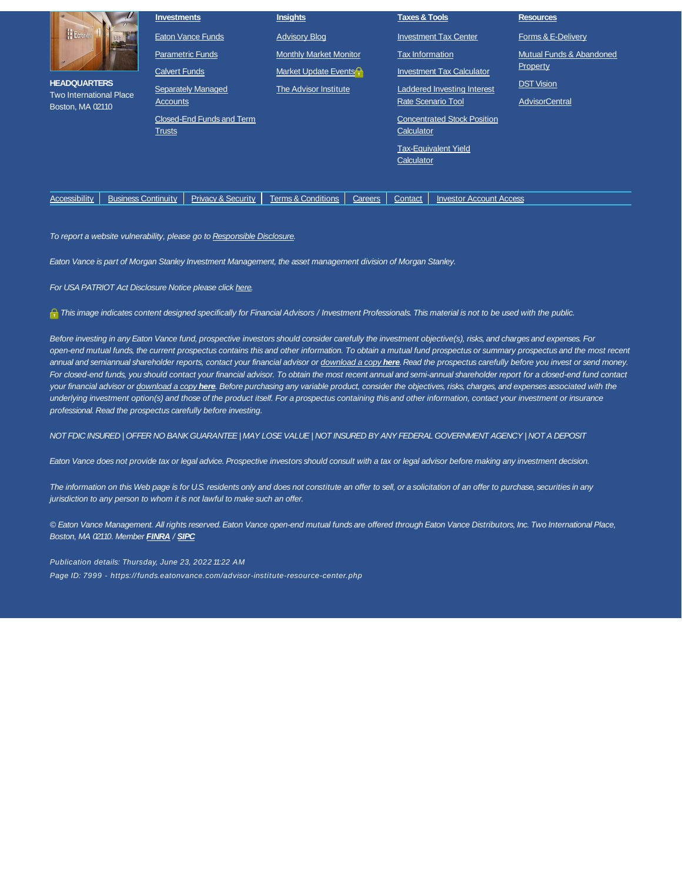**HEADQUARTERS**
Two International Place
Boston, MA 02110

**Investments**

- Eaton Vance Funds
- Parametric Funds
- Calvert Funds
- Separately Managed Accounts
- Closed-End Funds and Term Trusts

**Insights**

- Advisory Blog
- Monthly Market Monitor
- Market Update Events
- The Advisor Institute

**Taxes & Tools**

- Investment Tax Center
- Tax Information
- Investment Tax Calculator
- Laddered Investing Interest Rate Scenario Tool
- Concentrated Stock Position Calculator
- Tax-Equivalent Yield Calculator

**Resources**

- Forms & E-Delivery
- Mutual Funds & Abandoned Property
- DST Vision
- AdvisorCentral

Accessibility | Business Continuity | Privacy & Security | Terms & Conditions | Careers | Contact | Investor Account Access

*To report a website vulnerability, please go to Responsible Disclosure.*

*Eaton Vance is part of Morgan Stanley Investment Management, the asset management division of Morgan Stanley.*

*For USA PATRIOT Act Disclosure Notice please click here.*

*This image indicates content designed specifically for Financial Advisors / Investment Professionals. This material is not to be used with the public.*

*Before investing in any Eaton Vance fund, prospective investors should consider carefully the investment objective(s), risks, and charges and expenses. For open-end mutual funds, the current prospectus contains this and other information. To obtain a mutual fund prospectus or summary prospectus and the most recent annual and semiannual shareholder reports, contact your financial advisor or download a copy **here**. Read the prospectus carefully before you invest or send money. For closed-end funds, you should contact your financial advisor. To obtain the most recent annual and semi-annual shareholder report for a closed-end fund contact your financial advisor or download a copy **here**. Before purchasing any variable product, consider the objectives, risks, charges, and expenses associated with the underlying investment option(s) and those of the product itself. For a prospectus containing this and other information, contact your investment or insurance professional. Read the prospectus carefully before investing.*

*NOT FDIC INSURED | OFFER NO BANK GUARANTEE | MAY LOSE VALUE | NOT INSURED BY ANY FEDERAL GOVERNMENT AGENCY | NOT A DEPOSIT*

*Eaton Vance does not provide tax or legal advice. Prospective investors should consult with a tax or legal advisor before making any investment decision.*

*The information on this Web page is for U.S. residents only and does not constitute an offer to sell, or a solicitation of an offer to purchase, securities in any jurisdiction to any person to whom it is not lawful to make such an offer.*

*© Eaton Vance Management. All rights reserved. Eaton Vance open-end mutual funds are offered through Eaton Vance Distributors, Inc. Two International Place, Boston, MA 02110. Member **FINRA** / **SIPC***

*Publication details: Thursday, June 23, 2022 11:22 AM*
*Page ID: 7999 - https://funds.eatonvance.com/advisor-institute-resource-center.php*